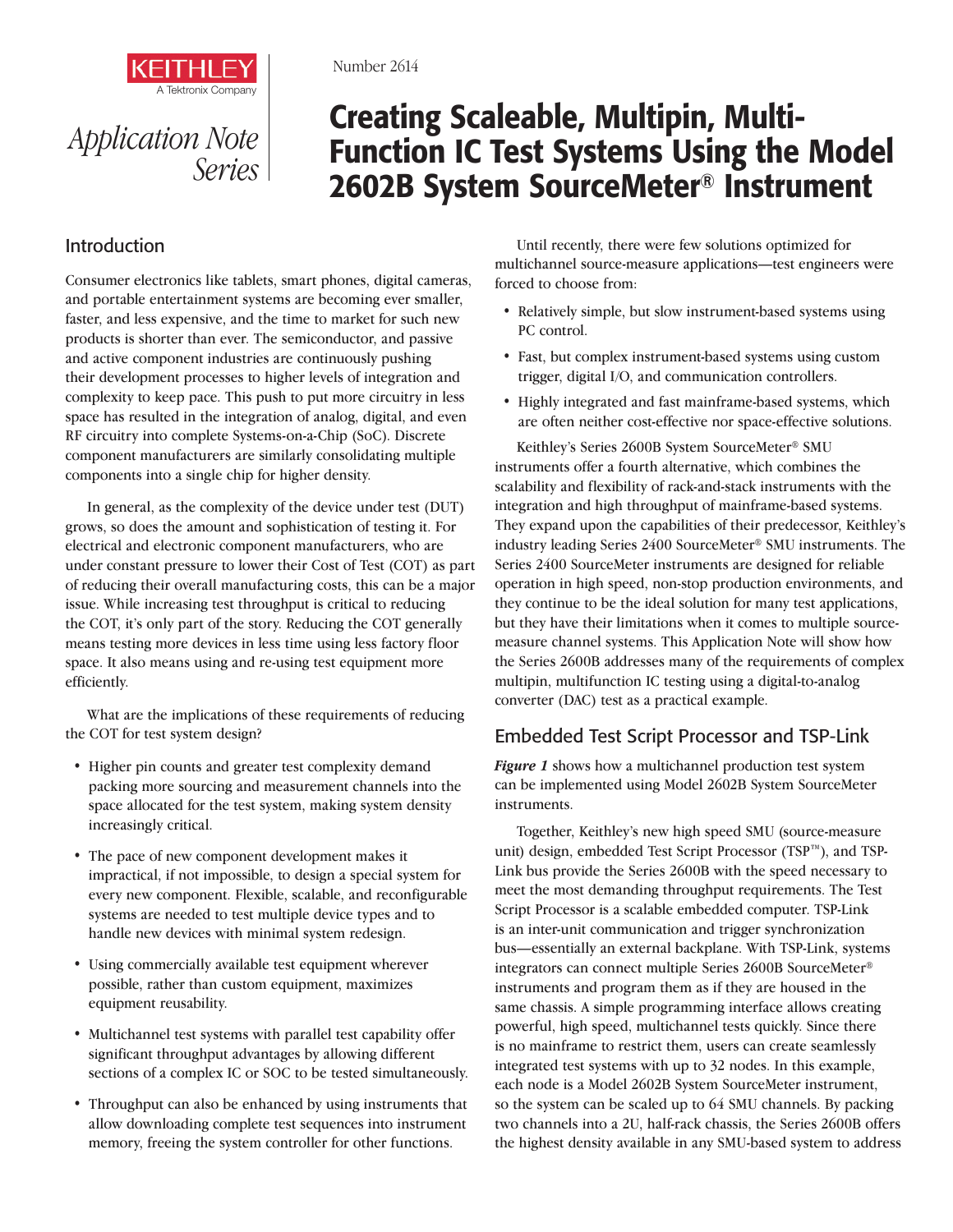KEITHLEY
A Tektronix Company

*Application Note Series*

Number 2614

# Creating Scaleable, Multipin, Multi-Function IC Test Systems Using the Model 2602B System SourceMeter® Instrument

## Introduction

Consumer electronics like tablets, smart phones, digital cameras, and portable entertainment systems are becoming ever smaller, faster, and less expensive, and the time to market for such new products is shorter than ever. The semiconductor, and passive and active component industries are continuously pushing their development processes to higher levels of integration and complexity to keep pace. This push to put more circuitry in less space has resulted in the integration of analog, digital, and even RF circuitry into complete Systems-on-a-Chip (SoC). Discrete component manufacturers are similarly consolidating multiple components into a single chip for higher density.

In general, as the complexity of the device under test (DUT) grows, so does the amount and sophistication of testing it. For electrical and electronic component manufacturers, who are under constant pressure to lower their Cost of Test (COT) as part of reducing their overall manufacturing costs, this can be a major issue. While increasing test throughput is critical to reducing the COT, it's only part of the story. Reducing the COT generally means testing more devices in less time using less factory floor space. It also means using and re-using test equipment more efficiently.

What are the implications of these requirements of reducing the COT for test system design?

- Higher pin counts and greater test complexity demand packing more sourcing and measurement channels into the space allocated for the test system, making system density increasingly critical.
- The pace of new component development makes it impractical, if not impossible, to design a special system for every new component. Flexible, scalable, and reconfigurable systems are needed to test multiple device types and to handle new devices with minimal system redesign.
- Using commercially available test equipment wherever possible, rather than custom equipment, maximizes equipment reusability.
- Multichannel test systems with parallel test capability offer significant throughput advantages by allowing different sections of a complex IC or SOC to be tested simultaneously.
- Throughput can also be enhanced by using instruments that allow downloading complete test sequences into instrument memory, freeing the system controller for other functions.

Until recently, there were few solutions optimized for multichannel source-measure applications—test engineers were forced to choose from:

- Relatively simple, but slow instrument-based systems using PC control.
- Fast, but complex instrument-based systems using custom trigger, digital I/O, and communication controllers.
- Highly integrated and fast mainframe-based systems, which are often neither cost-effective nor space-effective solutions.

Keithley's Series 2600B System SourceMeter® SMU instruments offer a fourth alternative, which combines the scalability and flexibility of rack-and-stack instruments with the integration and high throughput of mainframe-based systems. They expand upon the capabilities of their predecessor, Keithley's industry leading Series 2400 SourceMeter® SMU instruments. The Series 2400 SourceMeter instruments are designed for reliable operation in high speed, non-stop production environments, and they continue to be the ideal solution for many test applications, but they have their limitations when it comes to multiple source-measure channel systems. This Application Note will show how the Series 2600B addresses many of the requirements of complex multipin, multifunction IC testing using a digital-to-analog converter (DAC) test as a practical example.

## Embedded Test Script Processor and TSP-Link

***Figure 1*** shows how a multichannel production test system can be implemented using Model 2602B System SourceMeter instruments.

Together, Keithley's new high speed SMU (source-measure unit) design, embedded Test Script Processor (TSP™), and TSP-Link bus provide the Series 2600B with the speed necessary to meet the most demanding throughput requirements. The Test Script Processor is a scalable embedded computer. TSP-Link is an inter-unit communication and trigger synchronization bus—essentially an external backplane. With TSP-Link, systems integrators can connect multiple Series 2600B SourceMeter® instruments and program them as if they are housed in the same chassis. A simple programming interface allows creating powerful, high speed, multichannel tests quickly. Since there is no mainframe to restrict them, users can create seamlessly integrated test systems with up to 32 nodes. In this example, each node is a Model 2602B System SourceMeter instrument, so the system can be scaled up to 64 SMU channels. By packing two channels into a 2U, half-rack chassis, the Series 2600B offers the highest density available in any SMU-based system to address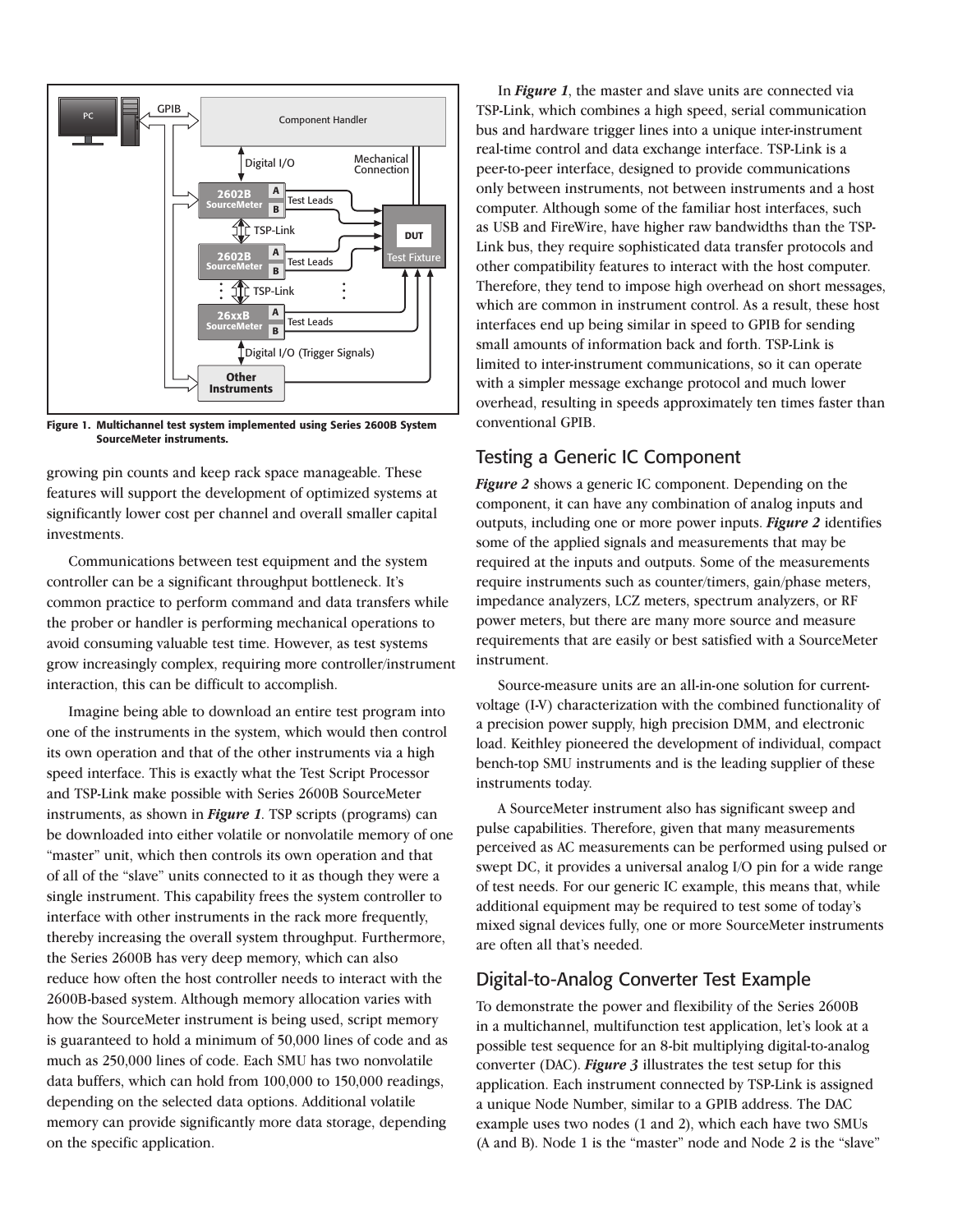PC

GPIB

Component Handler

Digital I/O

Mechanical Connection

2602B SourceMeter A B

Test Leads

TSP-Link

DUT

Test Fixture

2602B SourceMeter A B

Test Leads

TSP-Link

26xxB SourceMeter A B

Test Leads

Digital I/O (Trigger Signals)

Other Instruments

**Figure 1. Multichannel test system implemented using Series 2600B System SourceMeter instruments.**

growing pin counts and keep rack space manageable. These features will support the development of optimized systems at significantly lower cost per channel and overall smaller capital investments.

Communications between test equipment and the system controller can be a significant throughput bottleneck. It's common practice to perform command and data transfers while the prober or handler is performing mechanical operations to avoid consuming valuable test time. However, as test systems grow increasingly complex, requiring more controller/instrument interaction, this can be difficult to accomplish.

Imagine being able to download an entire test program into one of the instruments in the system, which would then control its own operation and that of the other instruments via a high speed interface. This is exactly what the Test Script Processor and TSP-Link make possible with Series 2600B SourceMeter instruments, as shown in ***Figure 1***. TSP scripts (programs) can be downloaded into either volatile or nonvolatile memory of one "master" unit, which then controls its own operation and that of all of the "slave" units connected to it as though they were a single instrument. This capability frees the system controller to interface with other instruments in the rack more frequently, thereby increasing the overall system throughput. Furthermore, the Series 2600B has very deep memory, which can also reduce how often the host controller needs to interact with the 2600B-based system. Although memory allocation varies with how the SourceMeter instrument is being used, script memory is guaranteed to hold a minimum of 50,000 lines of code and as much as 250,000 lines of code. Each SMU has two nonvolatile data buffers, which can hold from 100,000 to 150,000 readings, depending on the selected data options. Additional volatile memory can provide significantly more data storage, depending on the specific application.

In ***Figure 1***, the master and slave units are connected via TSP-Link, which combines a high speed, serial communication bus and hardware trigger lines into a unique inter-instrument real-time control and data exchange interface. TSP-Link is a peer-to-peer interface, designed to provide communications only between instruments, not between instruments and a host computer. Although some of the familiar host interfaces, such as USB and FireWire, have higher raw bandwidths than the TSP-Link bus, they require sophisticated data transfer protocols and other compatibility features to interact with the host computer. Therefore, they tend to impose high overhead on short messages, which are common in instrument control. As a result, these host interfaces end up being similar in speed to GPIB for sending small amounts of information back and forth. TSP-Link is limited to inter-instrument communications, so it can operate with a simpler message exchange protocol and much lower overhead, resulting in speeds approximately ten times faster than conventional GPIB.

## Testing a Generic IC Component

***Figure 2*** shows a generic IC component. Depending on the component, it can have any combination of analog inputs and outputs, including one or more power inputs. ***Figure 2*** identifies some of the applied signals and measurements that may be required at the inputs and outputs. Some of the measurements require instruments such as counter/timers, gain/phase meters, impedance analyzers, LCZ meters, spectrum analyzers, or RF power meters, but there are many more source and measure requirements that are easily or best satisfied with a SourceMeter instrument.

Source-measure units are an all-in-one solution for current-voltage (I-V) characterization with the combined functionality of a precision power supply, high precision DMM, and electronic load. Keithley pioneered the development of individual, compact bench-top SMU instruments and is the leading supplier of these instruments today.

A SourceMeter instrument also has significant sweep and pulse capabilities. Therefore, given that many measurements perceived as AC measurements can be performed using pulsed or swept DC, it provides a universal analog I/O pin for a wide range of test needs. For our generic IC example, this means that, while additional equipment may be required to test some of today's mixed signal devices fully, one or more SourceMeter instruments are often all that's needed.

## Digital-to-Analog Converter Test Example

To demonstrate the power and flexibility of the Series 2600B in a multichannel, multifunction test application, let's look at a possible test sequence for an 8-bit multiplying digital-to-analog converter (DAC). ***Figure 3*** illustrates the test setup for this application. Each instrument connected by TSP-Link is assigned a unique Node Number, similar to a GPIB address. The DAC example uses two nodes (1 and 2), which each have two SMUs (A and B). Node 1 is the "master" node and Node 2 is the "slave"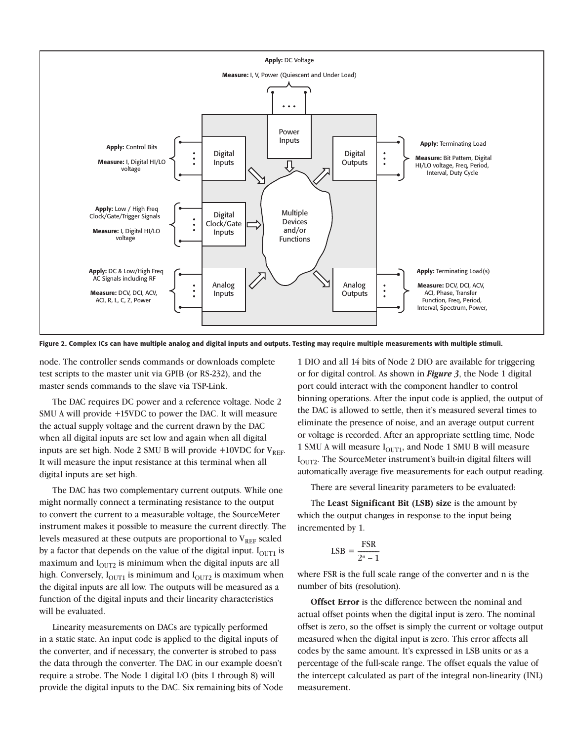Apply: DC Voltage

Measure: I, V, Power (Quiescent and Under Load)

Power Inputs

Apply: Control Bits

Measure: I, Digital HI/LO voltage

Digital Inputs

Digital Outputs

Apply: Terminating Load

Measure: Bit Pattern, Digital HI/LO voltage, Freq, Period, Interval, Duty Cycle

Apply: Low / High Freq Clock/Gate/Trigger Signals

Measure: I, Digital HI/LO voltage

Digital Clock/Gate Inputs

Multiple Devices and/or Functions

Apply: DC & Low/High Freq AC Signals including RF

Measure: DCV, DCI, ACV, ACI, R, L, C, Z, Power

Analog Inputs

Analog Outputs

Apply: Terminating Load(s)

Measure: DCV, DCI, ACV, ACI, Phase, Transfer Function, Freq, Period, Interval, Spectrum, Power,

**Figure 2. Complex ICs can have multiple analog and digital inputs and outputs. Testing may require multiple measurements with multiple stimuli.**

node. The controller sends commands or downloads complete test scripts to the master unit via GPIB (or RS-232), and the master sends commands to the slave via TSP-Link.

The DAC requires DC power and a reference voltage. Node 2 SMU A will provide +15VDC to power the DAC. It will measure the actual supply voltage and the current drawn by the DAC when all digital inputs are set low and again when all digital inputs are set high. Node 2 SMU B will provide +10VDC for $V_{REF}$. It will measure the input resistance at this terminal when all digital inputs are set high.

The DAC has two complementary current outputs. While one might normally connect a terminating resistance to the output to convert the current to a measurable voltage, the SourceMeter instrument makes it possible to measure the current directly. The levels measured at these outputs are proportional to $V_{REF}$ scaled by a factor that depends on the value of the digital input. $I_{OUT1}$ is maximum and $I_{OUT2}$ is minimum when the digital inputs are all high. Conversely, $I_{OUT1}$ is minimum and $I_{OUT2}$ is maximum when the digital inputs are all low. The outputs will be measured as a function of the digital inputs and their linearity characteristics will be evaluated.

Linearity measurements on DACs are typically performed in a static state. An input code is applied to the digital inputs of the converter, and if necessary, the converter is strobed to pass the data through the converter. The DAC in our example doesn't require a strobe. The Node 1 digital I/O (bits 1 through 8) will provide the digital inputs to the DAC. Six remaining bits of Node 1 DIO and all 14 bits of Node 2 DIO are available for triggering or for digital control. As shown in ***Figure 3***, the Node 1 digital port could interact with the component handler to control binning operations. After the input code is applied, the output of the DAC is allowed to settle, then it's measured several times to eliminate the presence of noise, and an average output current or voltage is recorded. After an appropriate settling time, Node 1 SMU A will measure $I_{OUT1}$, and Node 1 SMU B will measure $I_{OUT2}$. The SourceMeter instrument's built-in digital filters will automatically average five measurements for each output reading.

There are several linearity parameters to be evaluated:

The **Least Significant Bit (LSB) size** is the amount by which the output changes in response to the input being incremented by 1.

$$LSB = \frac{FSR}{2^n - 1}$$

where FSR is the full scale range of the converter and n is the number of bits (resolution).

**Offset Error** is the difference between the nominal and actual offset points when the digital input is zero. The nominal offset is zero, so the offset is simply the current or voltage output measured when the digital input is zero. This error affects all codes by the same amount. It's expressed in LSB units or as a percentage of the full-scale range. The offset equals the value of the intercept calculated as part of the integral non-linearity (INL) measurement.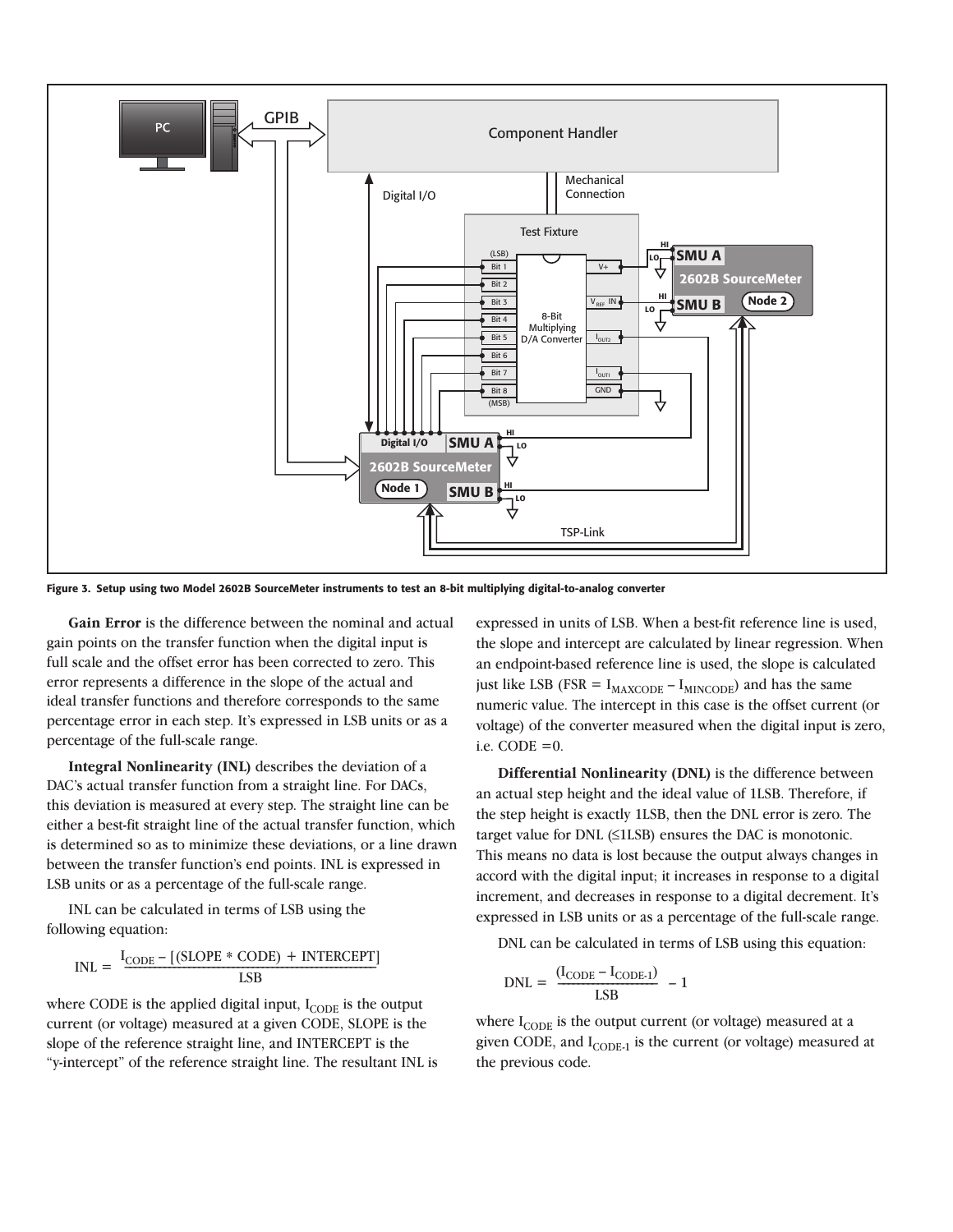PC

GPIB

Component Handler

Digital I/O

Mechanical Connection

Test Fixture

(LSB)

Bit 1

Bit 2

Bit 3

Bit 4

Bit 5

Bit 6

Bit 7

Bit 8

(MSB)

8-Bit Multiplying D/A Converter

V+

$V_{REF}$ IN

$I_{OUT2}$

$I_{OUT1}$

GND

HI

LO

SMU A

2602B SourceMeter

HI

LO

SMU B

Node 2

Digital I/O

SMU A

HI

LO

2602B SourceMeter

Node 1

SMU B

HI

LO

TSP-Link

**Figure 3. Setup using two Model 2602B SourceMeter instruments to test an 8-bit multiplying digital-to-analog converter**

**Gain Error** is the difference between the nominal and actual gain points on the transfer function when the digital input is full scale and the offset error has been corrected to zero. This error represents a difference in the slope of the actual and ideal transfer functions and therefore corresponds to the same percentage error in each step. It's expressed in LSB units or as a percentage of the full-scale range.

**Integral Nonlinearity (INL)** describes the deviation of a DAC's actual transfer function from a straight line. For DACs, this deviation is measured at every step. The straight line can be either a best-fit straight line of the actual transfer function, which is determined so as to minimize these deviations, or a line drawn between the transfer function's end points. INL is expressed in LSB units or as a percentage of the full-scale range.

INL can be calculated in terms of LSB using the following equation:

$$\text{INL} = \frac{I_{CODE} - [(\text{SLOPE} * \text{CODE}) + \text{INTERCEPT}]}{\text{LSB}}$$

where CODE is the applied digital input, $I_{CODE}$ is the output current (or voltage) measured at a given CODE, SLOPE is the slope of the reference straight line, and INTERCEPT is the "y-intercept" of the reference straight line. The resultant INL is expressed in units of LSB. When a best-fit reference line is used, the slope and intercept are calculated by linear regression. When an endpoint-based reference line is used, the slope is calculated just like LSB (FSR = $I_{MAXCODE} - I_{MINCODE}$) and has the same numeric value. The intercept in this case is the offset current (or voltage) of the converter measured when the digital input is zero, i.e. CODE =0.

**Differential Nonlinearity (DNL)** is the difference between an actual step height and the ideal value of 1LSB. Therefore, if the step height is exactly 1LSB, then the DNL error is zero. The target value for DNL (≤1LSB) ensures the DAC is monotonic. This means no data is lost because the output always changes in accord with the digital input; it increases in response to a digital increment, and decreases in response to a digital decrement. It's expressed in LSB units or as a percentage of the full-scale range.

DNL can be calculated in terms of LSB using this equation:

$$\text{DNL} = \frac{(I_{CODE} - I_{CODE-1})}{\text{LSB}} - 1$$

where $I_{CODE}$ is the output current (or voltage) measured at a given CODE, and $I_{CODE-1}$ is the current (or voltage) measured at the previous code.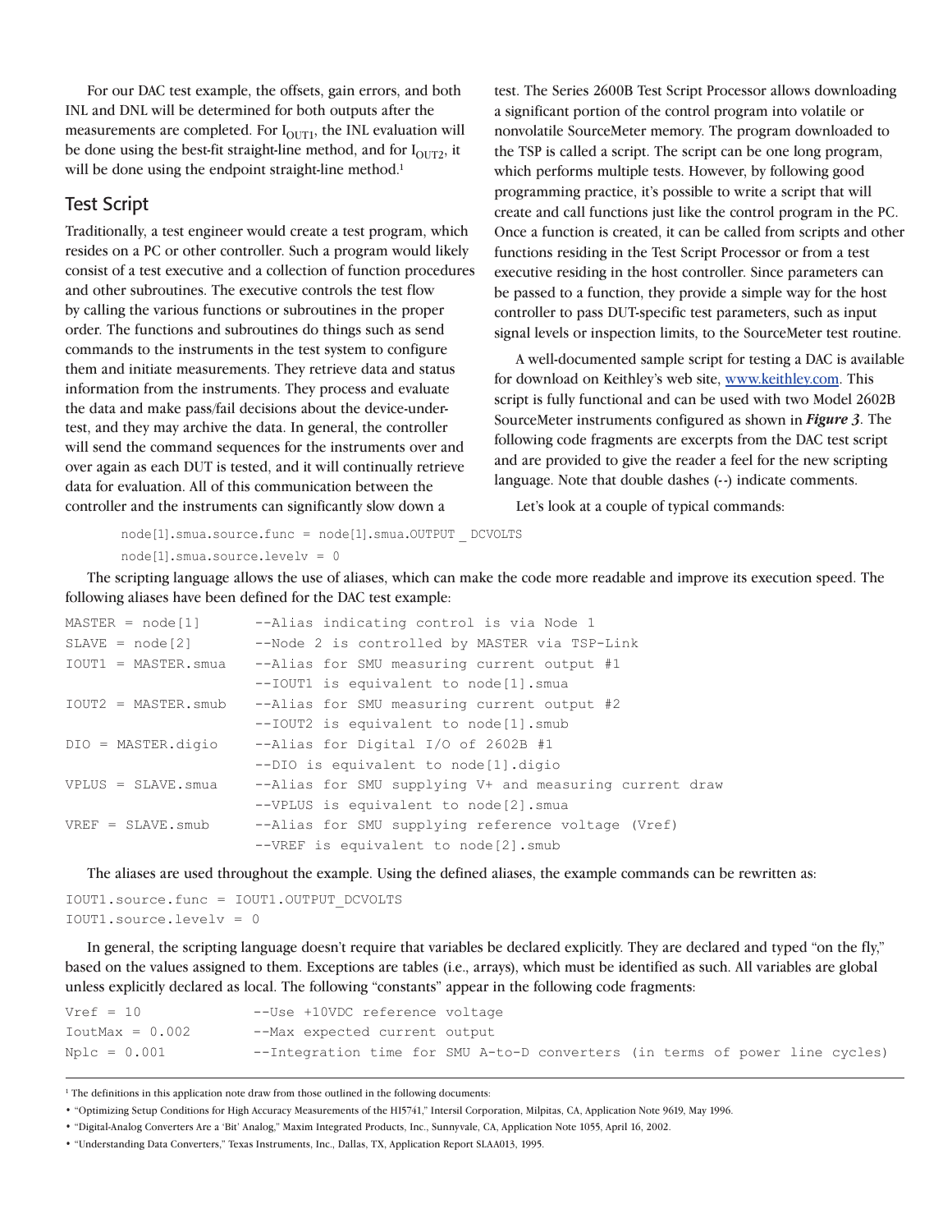For our DAC test example, the offsets, gain errors, and both INL and DNL will be determined for both outputs after the measurements are completed. For $I_{OUT1}$, the INL evaluation will be done using the best-fit straight-line method, and for $I_{OUT2}$, it will be done using the endpoint straight-line method.[1]

## Test Script

Traditionally, a test engineer would create a test program, which resides on a PC or other controller. Such a program would likely consist of a test executive and a collection of function procedures and other subroutines. The executive controls the test flow by calling the various functions or subroutines in the proper order. The functions and subroutines do things such as send commands to the instruments in the test system to configure them and initiate measurements. They retrieve data and status information from the instruments. They process and evaluate the data and make pass/fail decisions about the device-under-test, and they may archive the data. In general, the controller will send the command sequences for the instruments over and over again as each DUT is tested, and it will continually retrieve data for evaluation. All of this communication between the controller and the instruments can significantly slow down a test. The Series 2600B Test Script Processor allows downloading a significant portion of the control program into volatile or nonvolatile SourceMeter memory. The program downloaded to the TSP is called a script. The script can be one long program, which performs multiple tests. However, by following good programming practice, it's possible to write a script that will create and call functions just like the control program in the PC. Once a function is created, it can be called from scripts and other functions residing in the Test Script Processor or from a test executive residing in the host controller. Since parameters can be passed to a function, they provide a simple way for the host controller to pass DUT-specific test parameters, such as input signal levels or inspection limits, to the SourceMeter test routine.

A well-documented sample script for testing a DAC is available for download on Keithley's web site, www.keithley.com. This script is fully functional and can be used with two Model 2602B SourceMeter instruments configured as shown in ***Figure 3***. The following code fragments are excerpts from the DAC test script and are provided to give the reader a feel for the new scripting language. Note that double dashes (--) indicate comments.

Let's look at a couple of typical commands:

```
node[1].smua.source.func = node[1].smua.OUTPUT_DCVOLTS
node[1].smua.source.levelv = 0
```

The scripting language allows the use of aliases, which can make the code more readable and improve its execution speed. The following aliases have been defined for the DAC test example:

```
MASTER = node[1]        --Alias indicating control is via Node 1
SLAVE = node[2]         --Node 2 is controlled by MASTER via TSP-Link
IOUT1 = MASTER.smua     --Alias for SMU measuring current output #1
                        --IOUT1 is equivalent to node[1].smua
IOUT2 = MASTER.smub     --Alias for SMU measuring current output #2
                        --IOUT2 is equivalent to node[1].smub
DIO = MASTER.digio      --Alias for Digital I/O of 2602B #1
                        --DIO is equivalent to node[1].digio
VPLUS = SLAVE.smua      --Alias for SMU supplying V+ and measuring current draw
                        --VPLUS is equivalent to node[2].smua
VREF = SLAVE.smub       --Alias for SMU supplying reference voltage (Vref)
                        --VREF is equivalent to node[2].smub
```

The aliases are used throughout the example. Using the defined aliases, the example commands can be rewritten as:

```
IOUT1.source.func = IOUT1.OUTPUT_DCVOLTS
IOUT1.source.levelv = 0
```

In general, the scripting language doesn't require that variables be declared explicitly. They are declared and typed "on the fly," based on the values assigned to them. Exceptions are tables (i.e., arrays), which must be identified as such. All variables are global unless explicitly declared as local. The following "constants" appear in the following code fragments:

```
Vref = 10               --Use +10VDC reference voltage
IoutMax = 0.002         --Max expected current output
Nplc = 0.001            --Integration time for SMU A-to-D converters (in terms of power line cycles)
```

---

[1] The definitions in this application note draw from those outlined in the following documents:

- "Optimizing Setup Conditions for High Accuracy Measurements of the HI5741," Intersil Corporation, Milpitas, CA, Application Note 9619, May 1996.
- "Digital-Analog Converters Are a 'Bit' Analog," Maxim Integrated Products, Inc., Sunnyvale, CA, Application Note 1055, April 16, 2002.
- "Understanding Data Converters," Texas Instruments, Inc., Dallas, TX, Application Report SLAA013, 1995.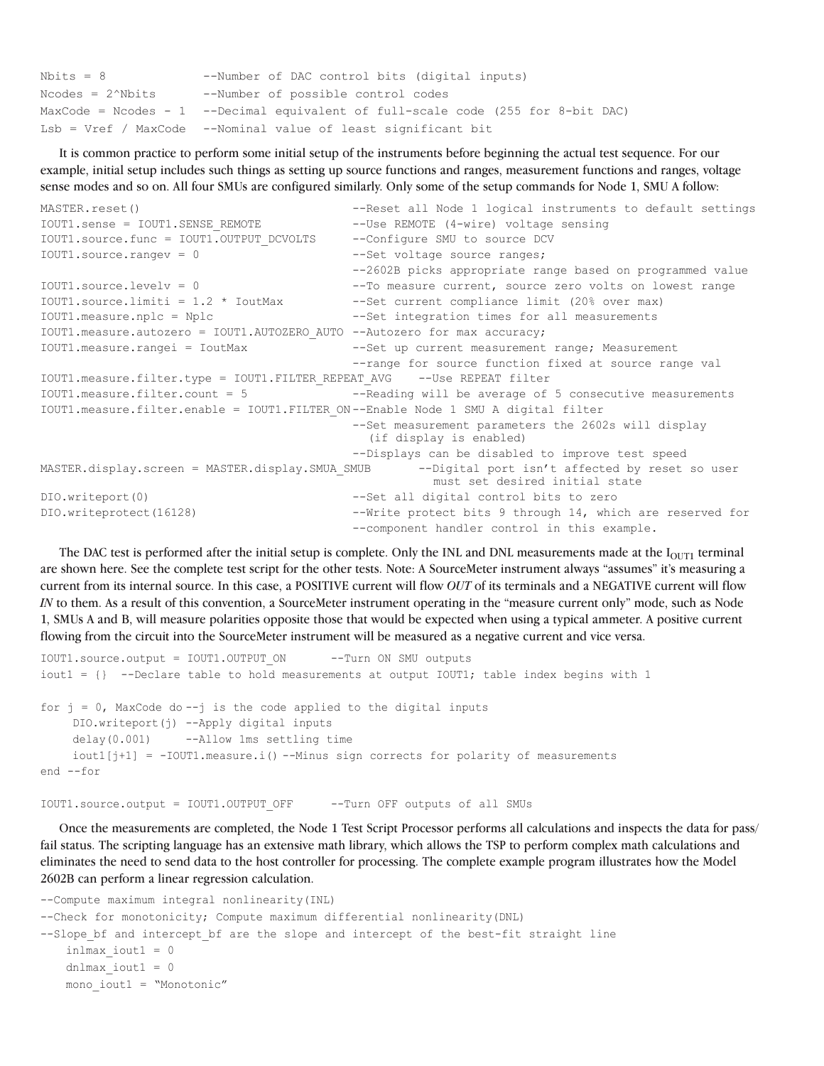```
Nbits = 8             --Number of DAC control bits (digital inputs)
Ncodes = 2^Nbits      --Number of possible control codes
MaxCode = Ncodes - 1  --Decimal equivalent of full-scale code (255 for 8-bit DAC)
Lsb = Vref / MaxCode  --Nominal value of least significant bit
```

It is common practice to perform some initial setup of the instruments before beginning the actual test sequence. For our example, initial setup includes such things as setting up source functions and ranges, measurement functions and ranges, voltage sense modes and so on. All four SMUs are configured similarly. Only some of the setup commands for Node 1, SMU A follow:

```
MASTER.reset()                               --Reset all Node 1 logical instruments to default settings
IOUT1.sense = IOUT1.SENSE_REMOTE             --Use REMOTE (4-wire) voltage sensing
IOUT1.source.func = IOUT1.OUTPUT_DCVOLTS     --Configure SMU to source DCV
IOUT1.source.rangev = 0                      --Set voltage source ranges;
                                             --2602B picks appropriate range based on programmed value
IOUT1.source.levelv = 0                      --To measure current, source zero volts on lowest range
IOUT1.source.limiti = 1.2 * IoutMax          --Set current compliance limit (20% over max)
IOUT1.measure.nplc = Nplc                    --Set integration times for all measurements
IOUT1.measure.autozero = IOUT1.AUTOZERO_AUTO --Autozero for max accuracy;
IOUT1.measure.rangei = IoutMax               --Set up current measurement range; Measurement
                                             --range for source function fixed at source range val
IOUT1.measure.filter.type = IOUT1.FILTER_REPEAT_AVG    --Use REPEAT filter
IOUT1.measure.filter.count = 5               --Reading will be average of 5 consecutive measurements
IOUT1.measure.filter.enable = IOUT1.FILTER_ON--Enable Node 1 SMU A digital filter
                                             --Set measurement parameters the 2602s will display
                                               (if display is enabled)
                                             --Displays can be disabled to improve test speed
MASTER.display.screen = MASTER.display.SMUA_SMUB       --Digital port isn't affected by reset so user
                                                         must set desired initial state
DIO.writeport(0)                             --Set all digital control bits to zero
DIO.writeprotect(16128)                      --Write protect bits 9 through 14, which are reserved for
                                             --component handler control in this example.
```

The DAC test is performed after the initial setup is complete. Only the INL and DNL measurements made at the $I_{OUT1}$ terminal are shown here. See the complete test script for the other tests. Note: A SourceMeter instrument always "assumes" it's measuring a current from its internal source. In this case, a POSITIVE current will flow *OUT* of its terminals and a NEGATIVE current will flow *IN* to them. As a result of this convention, a SourceMeter instrument operating in the "measure current only" mode, such as Node 1, SMUs A and B, will measure polarities opposite those that would be expected when using a typical ammeter. A positive current flowing from the circuit into the SourceMeter instrument will be measured as a negative current and vice versa.

```
IOUT1.source.output = IOUT1.OUTPUT_ON       --Turn ON SMU outputs
iout1 = {}  --Declare table to hold measurements at output IOUT1; table index begins with 1

for j = 0, MaxCode do --j is the code applied to the digital inputs
     DIO.writeport(j) --Apply digital inputs
     delay(0.001)     --Allow 1ms settling time
     iout1[j+1] = -IOUT1.measure.i() --Minus sign corrects for polarity of measurements
end --for

IOUT1.source.output = IOUT1.OUTPUT_OFF      --Turn OFF outputs of all SMUs
```

Once the measurements are completed, the Node 1 Test Script Processor performs all calculations and inspects the data for pass/fail status. The scripting language has an extensive math library, which allows the TSP to perform complex math calculations and eliminates the need to send data to the host controller for processing. The complete example program illustrates how the Model 2602B can perform a linear regression calculation.

```
--Compute maximum integral nonlinearity(INL)
--Check for monotonicity; Compute maximum differential nonlinearity(DNL)
--Slope_bf and intercept_bf are the slope and intercept of the best-fit straight line
    inlmax_iout1 = 0
    dnlmax_iout1 = 0
    mono_iout1 = "Monotonic"
```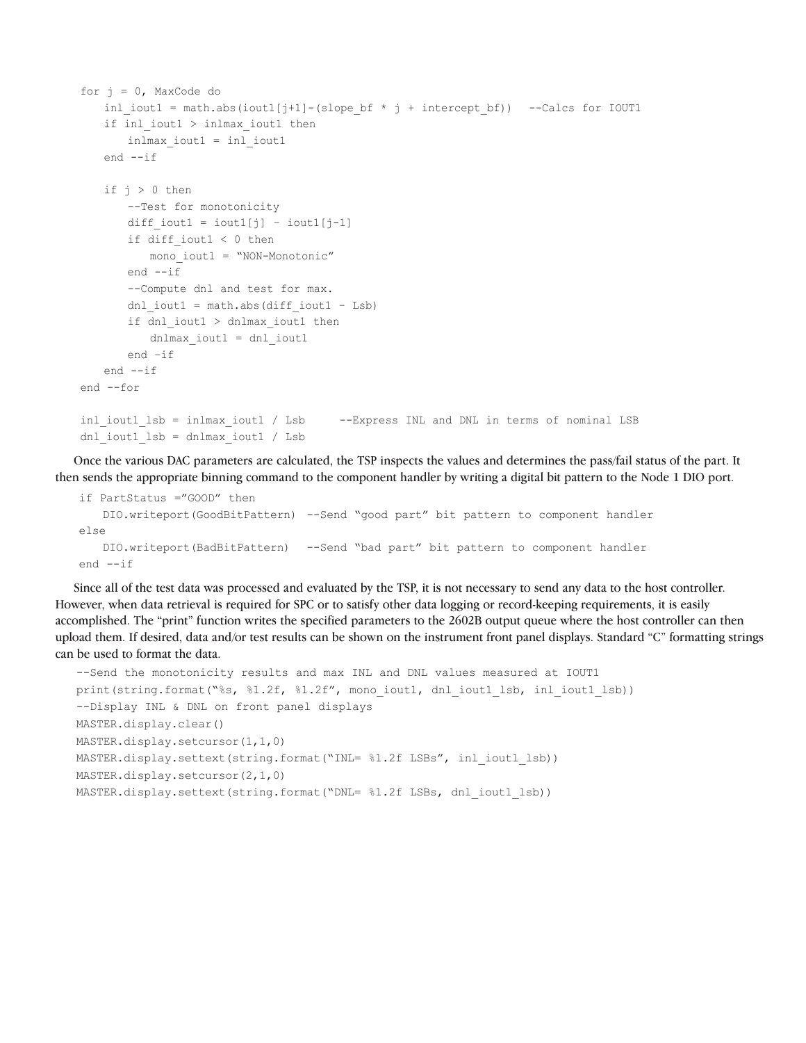```
for j = 0, MaxCode do
    inl_iout1 = math.abs(iout1[j+1]-(slope_bf * j + intercept_bf))  --Calcs for IOUT1
    if inl_iout1 > inlmax_iout1 then
        inlmax_iout1 = inl_iout1
    end --if

    if j > 0 then
        --Test for monotonicity
        diff_iout1 = iout1[j] - iout1[j-1]
        if diff_iout1 < 0 then
            mono_iout1 = "NON-Monotonic"
        end --if
        --Compute dnl and test for max.
        dnl_iout1 = math.abs(diff_iout1 - Lsb)
        if dnl_iout1 > dnlmax_iout1 then
            dnlmax_iout1 = dnl_iout1
        end -if
    end --if
end --for

inl_iout1_lsb = inlmax_iout1 / Lsb     --Express INL and DNL in terms of nominal LSB
dnl_iout1_lsb = dnlmax_iout1 / Lsb
```

Once the various DAC parameters are calculated, the TSP inspects the values and determines the pass/fail status of the part. It then sends the appropriate binning command to the component handler by writing a digital bit pattern to the Node 1 DIO port.

```
if PartStatus ="GOOD" then
    DIO.writeport(GoodBitPattern) --Send "good part" bit pattern to component handler
else
    DIO.writeport(BadBitPattern)  --Send "bad part" bit pattern to component handler
end --if
```

Since all of the test data was processed and evaluated by the TSP, it is not necessary to send any data to the host controller. However, when data retrieval is required for SPC or to satisfy other data logging or record-keeping requirements, it is easily accomplished. The "print" function writes the specified parameters to the 2602B output queue where the host controller can then upload them. If desired, data and/or test results can be shown on the instrument front panel displays. Standard "C" formatting strings can be used to format the data.

```
--Send the monotonicity results and max INL and DNL values measured at IOUT1
print(string.format("%s, %1.2f, %1.2f", mono_iout1, dnl_iout1_lsb, inl_iout1_lsb))
--Display INL & DNL on front panel displays
MASTER.display.clear()
MASTER.display.setcursor(1,1,0)
MASTER.display.settext(string.format("INL= %1.2f LSBs", inl_iout1_lsb))
MASTER.display.setcursor(2,1,0)
MASTER.display.settext(string.format("DNL= %1.2f LSBs, dnl_iout1_lsb))
```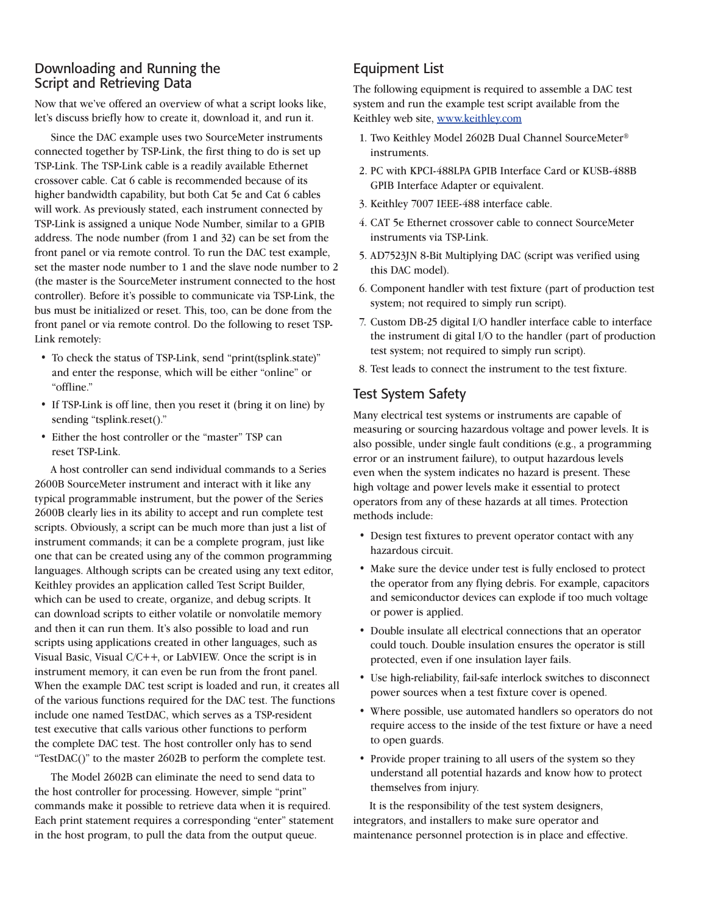## Downloading and Running the Script and Retrieving Data

Now that we've offered an overview of what a script looks like, let's discuss briefly how to create it, download it, and run it.

Since the DAC example uses two SourceMeter instruments connected together by TSP-Link, the first thing to do is set up TSP-Link. The TSP-Link cable is a readily available Ethernet crossover cable. Cat 6 cable is recommended because of its higher bandwidth capability, but both Cat 5e and Cat 6 cables will work. As previously stated, each instrument connected by TSP-Link is assigned a unique Node Number, similar to a GPIB address. The node number (from 1 and 32) can be set from the front panel or via remote control. To run the DAC test example, set the master node number to 1 and the slave node number to 2 (the master is the SourceMeter instrument connected to the host controller). Before it's possible to communicate via TSP-Link, the bus must be initialized or reset. This, too, can be done from the front panel or via remote control. Do the following to reset TSP-Link remotely:

- To check the status of TSP-Link, send "print(tsplink.state)" and enter the response, which will be either "online" or "offline."
- If TSP-Link is off line, then you reset it (bring it on line) by sending "tsplink.reset()."
- Either the host controller or the "master" TSP can reset TSP-Link.

A host controller can send individual commands to a Series 2600B SourceMeter instrument and interact with it like any typical programmable instrument, but the power of the Series 2600B clearly lies in its ability to accept and run complete test scripts. Obviously, a script can be much more than just a list of instrument commands; it can be a complete program, just like one that can be created using any of the common programming languages. Although scripts can be created using any text editor, Keithley provides an application called Test Script Builder, which can be used to create, organize, and debug scripts. It can download scripts to either volatile or nonvolatile memory and then it can run them. It's also possible to load and run scripts using applications created in other languages, such as Visual Basic, Visual C/C++, or LabVIEW. Once the script is in instrument memory, it can even be run from the front panel. When the example DAC test script is loaded and run, it creates all of the various functions required for the DAC test. The functions include one named TestDAC, which serves as a TSP-resident test executive that calls various other functions to perform the complete DAC test. The host controller only has to send "TestDAC()" to the master 2602B to perform the complete test.

The Model 2602B can eliminate the need to send data to the host controller for processing. However, simple "print" commands make it possible to retrieve data when it is required. Each print statement requires a corresponding "enter" statement in the host program, to pull the data from the output queue.

## Equipment List

The following equipment is required to assemble a DAC test system and run the example test script available from the Keithley web site, www.keithley.com

1. Two Keithley Model 2602B Dual Channel SourceMeter® instruments.
2. PC with KPCI-488LPA GPIB Interface Card or KUSB-488B GPIB Interface Adapter or equivalent.
3. Keithley 7007 IEEE-488 interface cable.
4. CAT 5e Ethernet crossover cable to connect SourceMeter instruments via TSP-Link.
5. AD7523JN 8-Bit Multiplying DAC (script was verified using this DAC model).
6. Component handler with test fixture (part of production test system; not required to simply run script).
7. Custom DB-25 digital I/O handler interface cable to interface the instrument di gital I/O to the handler (part of production test system; not required to simply run script).
8. Test leads to connect the instrument to the test fixture.

## Test System Safety

Many electrical test systems or instruments are capable of measuring or sourcing hazardous voltage and power levels. It is also possible, under single fault conditions (e.g., a programming error or an instrument failure), to output hazardous levels even when the system indicates no hazard is present. These high voltage and power levels make it essential to protect operators from any of these hazards at all times. Protection methods include:

- Design test fixtures to prevent operator contact with any hazardous circuit.
- Make sure the device under test is fully enclosed to protect the operator from any flying debris. For example, capacitors and semiconductor devices can explode if too much voltage or power is applied.
- Double insulate all electrical connections that an operator could touch. Double insulation ensures the operator is still protected, even if one insulation layer fails.
- Use high-reliability, fail-safe interlock switches to disconnect power sources when a test fixture cover is opened.
- Where possible, use automated handlers so operators do not require access to the inside of the test fixture or have a need to open guards.
- Provide proper training to all users of the system so they understand all potential hazards and know how to protect themselves from injury.

It is the responsibility of the test system designers, integrators, and installers to make sure operator and maintenance personnel protection is in place and effective.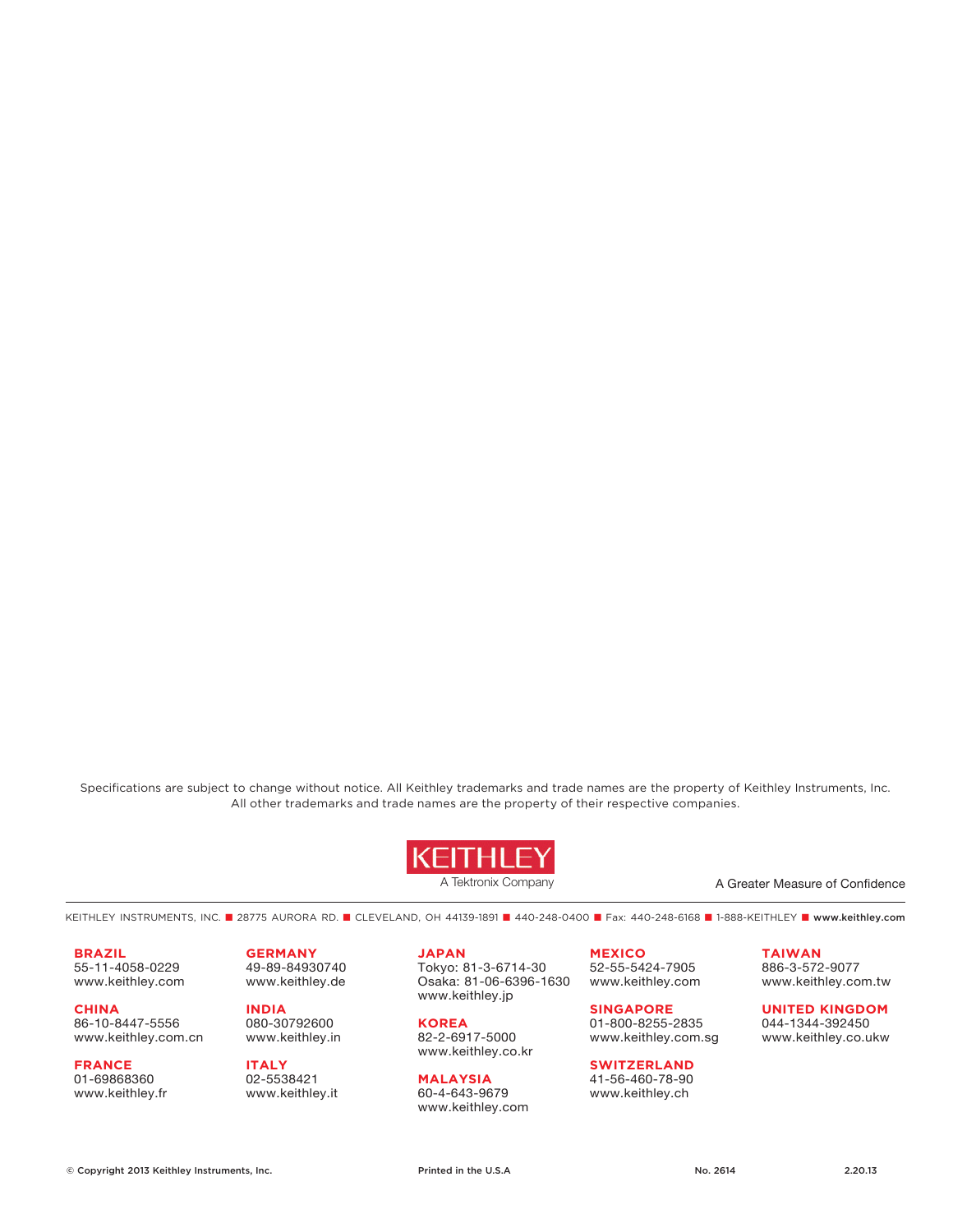Specifications are subject to change without notice. All Keithley trademarks and trade names are the property of Keithley Instruments, Inc. All other trademarks and trade names are the property of their respective companies.

KEITHLEY
A Tektronix Company

A Greater Measure of Confidence

KEITHLEY INSTRUMENTS, INC. ■ 28775 AURORA RD. ■ CLEVELAND, OH 44139-1891 ■ 440-248-0400 ■ Fax: 440-248-6168 ■ 1-888-KEITHLEY ■ **www.keithley.com**

**BRAZIL**
55-11-4058-0229
www.keithley.com

**CHINA**
86-10-8447-5556
www.keithley.com.cn

**FRANCE**
01-69868360
www.keithley.fr

**GERMANY**
49-89-84930740
www.keithley.de

**INDIA**
080-30792600
www.keithley.in

**ITALY**
02-5538421
www.keithley.it

**JAPAN**
Tokyo: 81-3-6714-30
Osaka: 81-06-6396-1630
www.keithley.jp

**KOREA**
82-2-6917-5000
www.keithley.co.kr

**MALAYSIA**
60-4-643-9679
www.keithley.com

**MEXICO**
52-55-5424-7905
www.keithley.com

**SINGAPORE**
01-800-8255-2835
www.keithley.com.sg

**SWITZERLAND**
41-56-460-78-90
www.keithley.ch

**TAIWAN**
886-3-572-9077
www.keithley.com.tw

**UNITED KINGDOM**
044-1344-392450
www.keithley.co.ukw

© Copyright 2013 Keithley Instruments, Inc. Printed in the U.S.A No. 2614 2.20.13